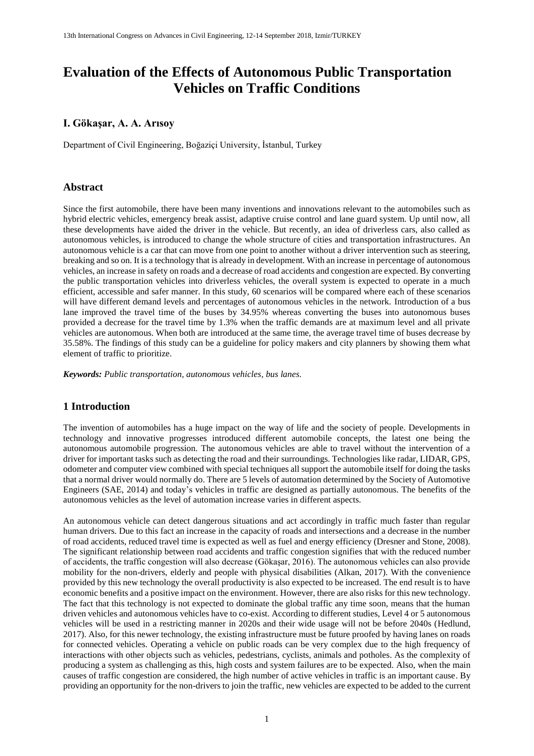# Evaluation of the Effects of Autonomous Public Transportation Vehicles on Traffic Conditions

### I. Gökaşar, A. A. Arısoy

Department of Civil Engineering, Boğaziçi University, İstanbul, Turkey

## Abstract

Since the first automobile, there have been many inventions and innovations relevant to the automobiles such as hybrid electric vehicles, emergency break assist, adaptive cruise control and lane guard system. Up until now, all these developments have aided the driver in the vehicle. But recently, an idea of driverless cars, also called as autonomous vehicles, is introduced to change the whole structure of cities and transportation infrastructures. An autonomous vehicle is a car that can move from one point to another without a driver intervention such as steering, breaking and so on. It is a technology that is already in development. With an increase in percentage of autonomous vehicles, an increase in safety on roads and a decrease of road accidents and congestion are expected. By converting the public transportation vehicles into driverless vehicles, the overall system is expected to operate in a much efficient, accessible and safer manner. In this study, 60 scenarios will be compared where each of these scenarios will have different demand levels and percentages of autonomous vehicles in the network. Introduction of a bus lane improved the travel time of the buses by 34.95% whereas converting the buses into autonomous buses provided a decrease for the travel time by 1.3% when the traffic demands are at maximum level and all private vehicles are autonomous. When both are introduced at the same time, the average travel time of buses decrease by 35.58%. The findings of this study can be a guideline for policy makers and city planners by showing them what element of traffic to prioritize.

***Keywords:*** *Public transportation, autonomous vehicles, bus lanes.*

## 1 Introduction

The invention of automobiles has a huge impact on the way of life and the society of people. Developments in technology and innovative progresses introduced different automobile concepts, the latest one being the autonomous automobile progression. The autonomous vehicles are able to travel without the intervention of a driver for important tasks such as detecting the road and their surroundings. Technologies like radar, LIDAR, GPS, odometer and computer view combined with special techniques all support the automobile itself for doing the tasks that a normal driver would normally do. There are 5 levels of automation determined by the Society of Automotive Engineers (SAE, 2014) and today's vehicles in traffic are designed as partially autonomous. The benefits of the autonomous vehicles as the level of automation increase varies in different aspects.

An autonomous vehicle can detect dangerous situations and act accordingly in traffic much faster than regular human drivers. Due to this fact an increase in the capacity of roads and intersections and a decrease in the number of road accidents, reduced travel time is expected as well as fuel and energy efficiency (Dresner and Stone, 2008). The significant relationship between road accidents and traffic congestion signifies that with the reduced number of accidents, the traffic congestion will also decrease (Gökaşar, 2016). The autonomous vehicles can also provide mobility for the non-drivers, elderly and people with physical disabilities (Alkan, 2017). With the convenience provided by this new technology the overall productivity is also expected to be increased. The end result is to have economic benefits and a positive impact on the environment. However, there are also risks for this new technology. The fact that this technology is not expected to dominate the global traffic any time soon, means that the human driven vehicles and autonomous vehicles have to co-exist. According to different studies, Level 4 or 5 autonomous vehicles will be used in a restricting manner in 2020s and their wide usage will not be before 2040s (Hedlund, 2017). Also, for this newer technology, the existing infrastructure must be future proofed by having lanes on roads for connected vehicles. Operating a vehicle on public roads can be very complex due to the high frequency of interactions with other objects such as vehicles, pedestrians, cyclists, animals and potholes. As the complexity of producing a system as challenging as this, high costs and system failures are to be expected. Also, when the main causes of traffic congestion are considered, the high number of active vehicles in traffic is an important cause. By providing an opportunity for the non-drivers to join the traffic, new vehicles are expected to be added to the current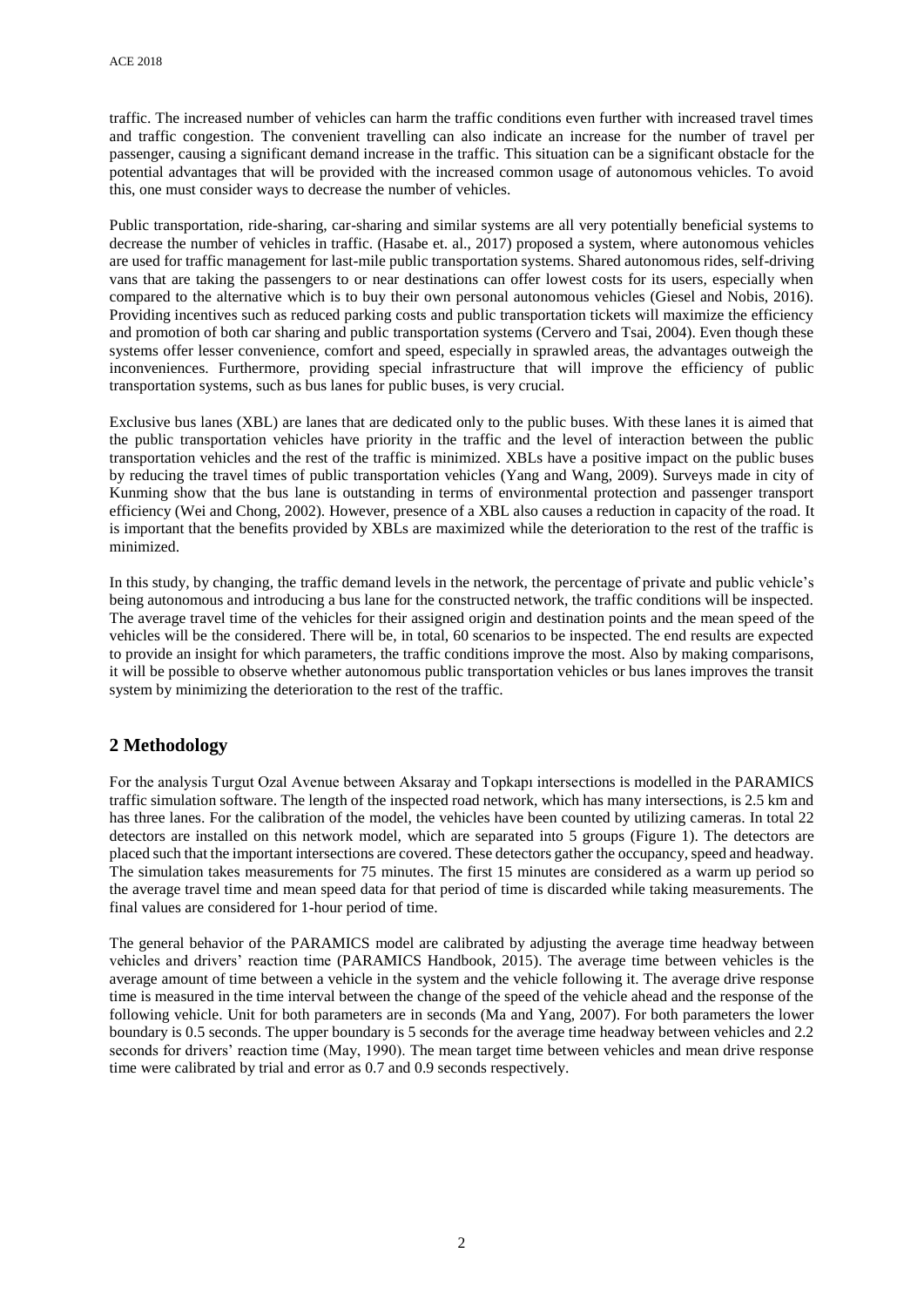traffic. The increased number of vehicles can harm the traffic conditions even further with increased travel times and traffic congestion. The convenient travelling can also indicate an increase for the number of travel per passenger, causing a significant demand increase in the traffic. This situation can be a significant obstacle for the potential advantages that will be provided with the increased common usage of autonomous vehicles. To avoid this, one must consider ways to decrease the number of vehicles.

Public transportation, ride-sharing, car-sharing and similar systems are all very potentially beneficial systems to decrease the number of vehicles in traffic. (Hasabe et. al., 2017) proposed a system, where autonomous vehicles are used for traffic management for last-mile public transportation systems. Shared autonomous rides, self-driving vans that are taking the passengers to or near destinations can offer lowest costs for its users, especially when compared to the alternative which is to buy their own personal autonomous vehicles (Giesel and Nobis, 2016). Providing incentives such as reduced parking costs and public transportation tickets will maximize the efficiency and promotion of both car sharing and public transportation systems (Cervero and Tsai, 2004). Even though these systems offer lesser convenience, comfort and speed, especially in sprawled areas, the advantages outweigh the inconveniences. Furthermore, providing special infrastructure that will improve the efficiency of public transportation systems, such as bus lanes for public buses, is very crucial.

Exclusive bus lanes (XBL) are lanes that are dedicated only to the public buses. With these lanes it is aimed that the public transportation vehicles have priority in the traffic and the level of interaction between the public transportation vehicles and the rest of the traffic is minimized. XBLs have a positive impact on the public buses by reducing the travel times of public transportation vehicles (Yang and Wang, 2009). Surveys made in city of Kunming show that the bus lane is outstanding in terms of environmental protection and passenger transport efficiency (Wei and Chong, 2002). However, presence of a XBL also causes a reduction in capacity of the road. It is important that the benefits provided by XBLs are maximized while the deterioration to the rest of the traffic is minimized.

In this study, by changing, the traffic demand levels in the network, the percentage of private and public vehicle's being autonomous and introducing a bus lane for the constructed network, the traffic conditions will be inspected. The average travel time of the vehicles for their assigned origin and destination points and the mean speed of the vehicles will be the considered. There will be, in total, 60 scenarios to be inspected. The end results are expected to provide an insight for which parameters, the traffic conditions improve the most. Also by making comparisons, it will be possible to observe whether autonomous public transportation vehicles or bus lanes improves the transit system by minimizing the deterioration to the rest of the traffic.

## 2 Methodology

For the analysis Turgut Ozal Avenue between Aksaray and Topkapı intersections is modelled in the PARAMICS traffic simulation software. The length of the inspected road network, which has many intersections, is 2.5 km and has three lanes. For the calibration of the model, the vehicles have been counted by utilizing cameras. In total 22 detectors are installed on this network model, which are separated into 5 groups (Figure 1). The detectors are placed such that the important intersections are covered. These detectors gather the occupancy, speed and headway. The simulation takes measurements for 75 minutes. The first 15 minutes are considered as a warm up period so the average travel time and mean speed data for that period of time is discarded while taking measurements. The final values are considered for 1-hour period of time.

The general behavior of the PARAMICS model are calibrated by adjusting the average time headway between vehicles and drivers' reaction time (PARAMICS Handbook, 2015). The average time between vehicles is the average amount of time between a vehicle in the system and the vehicle following it. The average drive response time is measured in the time interval between the change of the speed of the vehicle ahead and the response of the following vehicle. Unit for both parameters are in seconds (Ma and Yang, 2007). For both parameters the lower boundary is 0.5 seconds. The upper boundary is 5 seconds for the average time headway between vehicles and 2.2 seconds for drivers' reaction time (May, 1990). The mean target time between vehicles and mean drive response time were calibrated by trial and error as 0.7 and 0.9 seconds respectively.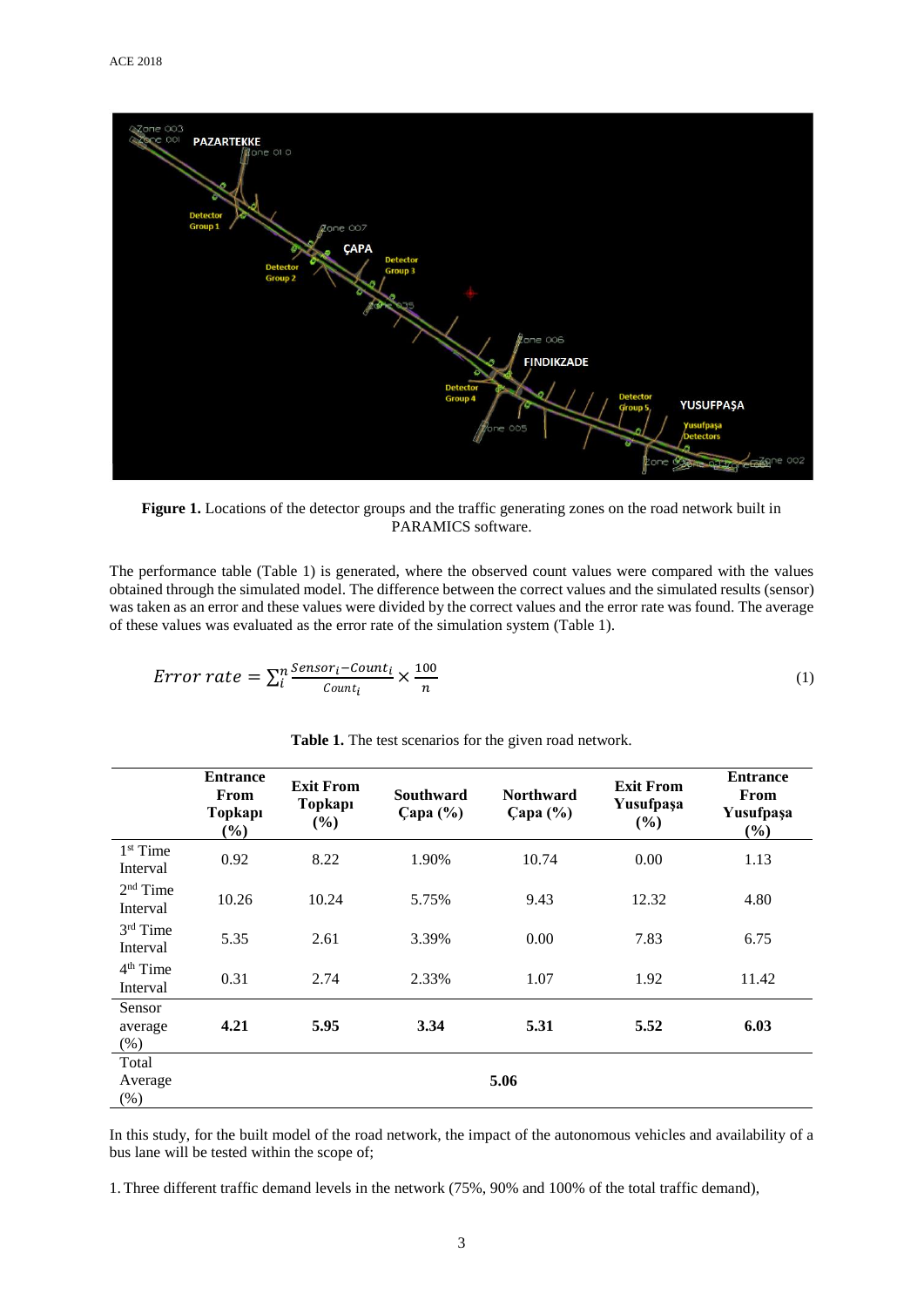Figure 1. Locations of the detector groups and the traffic generating zones on the road network built in PARAMICS software.

The performance table (Table 1) is generated, where the observed count values were compared with the values obtained through the simulated model. The difference between the correct values and the simulated results (sensor) was taken as an error and these values were divided by the correct values and the error rate was found. The average of these values was evaluated as the error rate of the simulation system (Table 1).

$$Error\ rate = \sum_{i}^{n} \frac{Sensor_i - Count_i}{Count_i} \times \frac{100}{n} \quad (1)$$

**Table 1.** The test scenarios for the given road network.

| | Entrance From Topkapı (%) | Exit From Topkapı (%) | Southward Çapa (%) | Northward Çapa (%) | Exit From Yusufpaşa (%) | Entrance From Yusufpaşa (%) |
|---|---|---|---|---|---|---|
| 1st Time Interval | 0.92 | 8.22 | 1.90% | 10.74 | 0.00 | 1.13 |
| 2nd Time Interval | 10.26 | 10.24 | 5.75% | 9.43 | 12.32 | 4.80 |
| 3rd Time Interval | 5.35 | 2.61 | 3.39% | 0.00 | 7.83 | 6.75 |
| 4th Time Interval | 0.31 | 2.74 | 2.33% | 1.07 | 1.92 | 11.42 |
| Sensor average (%) | **4.21** | **5.95** | **3.34** | **5.31** | **5.52** | **6.03** |
| Total Average (%) | | | **5.06** | | | |

In this study, for the built model of the road network, the impact of the autonomous vehicles and availability of a bus lane will be tested within the scope of;

1. Three different traffic demand levels in the network (75%, 90% and 100% of the total traffic demand),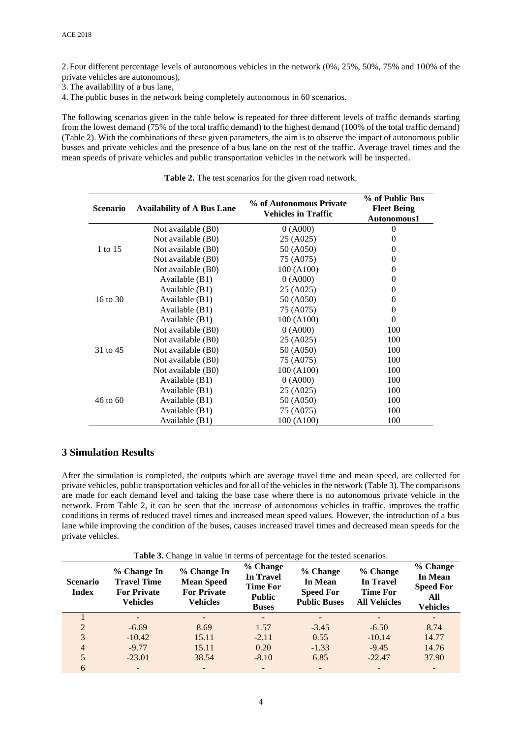2. Four different percentage levels of autonomous vehicles in the network (0%, 25%, 50%, 75% and 100% of the private vehicles are autonomous),
3. The availability of a bus lane,
4. The public buses in the network being completely autonomous in 60 scenarios.

The following scenarios given in the table below is repeated for three different levels of traffic demands starting from the lowest demand (75% of the total traffic demand) to the highest demand (100% of the total traffic demand) (Table 2). With the combinations of these given parameters, the aim is to observe the impact of autonomous public busses and private vehicles and the presence of a bus lane on the rest of the traffic. Average travel times and the mean speeds of private vehicles and public transportation vehicles in the network will be inspected.

**Table 2.** The test scenarios for the given road network.

| Scenario | Availability of A Bus Lane | % of Autonomous Private Vehicles in Traffic | % of Public Bus Fleet Being Autonomous1 |
|---|---|---|---|
| 1 to 15 | Not available (B0) | 0 (A000) | 0 |
| | Not available (B0) | 25 (A025) | 0 |
| | Not available (B0) | 50 (A050) | 0 |
| | Not available (B0) | 75 (A075) | 0 |
| | Not available (B0) | 100 (A100) | 0 |
| 16 to 30 | Available (B1) | 0 (A000) | 0 |
| | Available (B1) | 25 (A025) | 0 |
| | Available (B1) | 50 (A050) | 0 |
| | Available (B1) | 75 (A075) | 0 |
| | Available (B1) | 100 (A100) | 0 |
| 31 to 45 | Not available (B0) | 0 (A000) | 100 |
| | Not available (B0) | 25 (A025) | 100 |
| | Not available (B0) | 50 (A050) | 100 |
| | Not available (B0) | 75 (A075) | 100 |
| | Not available (B0) | 100 (A100) | 100 |
| 46 to 60 | Available (B1) | 0 (A000) | 100 |
| | Available (B1) | 25 (A025) | 100 |
| | Available (B1) | 50 (A050) | 100 |
| | Available (B1) | 75 (A075) | 100 |
| | Available (B1) | 100 (A100) | 100 |

## 3 Simulation Results

After the simulation is completed, the outputs which are average travel time and mean speed, are collected for private vehicles, public transportation vehicles and for all of the vehicles in the network (Table 3). The comparisons are made for each demand level and taking the base case where there is no autonomous private vehicle in the network. From Table 2, it can be seen that the increase of autonomous vehicles in traffic, improves the traffic conditions in terms of reduced travel times and increased mean speed values. However, the introduction of a bus lane while improving the condition of the buses, causes increased travel times and decreased mean speeds for the private vehicles.

**Table 3.** Change in value in terms of percentage for the tested scenarios.

| Scenario Index | % Change In Travel Time For Private Vehicles | % Change In Mean Speed For Private Vehicles | % Change In Travel Time For Public Buses | % Change In Mean Speed For Public Buses | % Change In Travel Time For All Vehicles | % Change In Mean Speed For All Vehicles |
|---|---|---|---|---|---|---|
| 1 | - | - | - | - | - | - |
| 2 | -6.69 | 8.69 | 1.57 | -3.45 | -6.50 | 8.74 |
| 3 | -10.42 | 15.11 | -2.11 | 0.55 | -10.14 | 14.77 |
| 4 | -9.77 | 15.11 | 0.20 | -1.33 | -9.45 | 14.76 |
| 5 | -23.01 | 38.54 | -8.10 | 6.85 | -22.47 | 37.90 |
| 6 | - | - | - | - | - | - |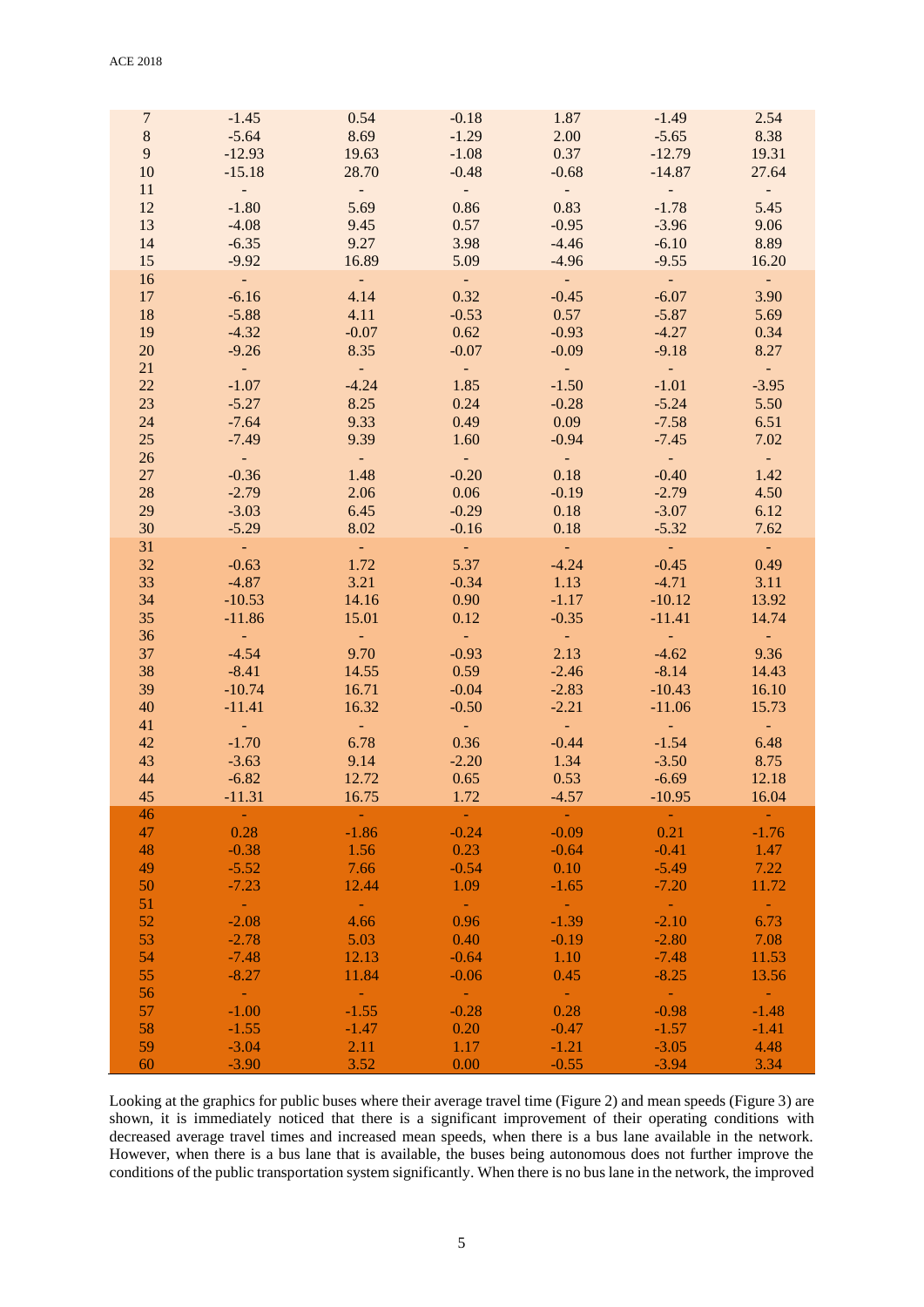| | | | | | | |
|---|---|---|---|---|---|---|
| 7 | -1.45 | 0.54 | -0.18 | 1.87 | -1.49 | 2.54 |
| 8 | -5.64 | 8.69 | -1.29 | 2.00 | -5.65 | 8.38 |
| 9 | -12.93 | 19.63 | -1.08 | 0.37 | -12.79 | 19.31 |
| 10 | -15.18 | 28.70 | -0.48 | -0.68 | -14.87 | 27.64 |
| 11 | - | - | - | - | - | - |
| 12 | -1.80 | 5.69 | 0.86 | 0.83 | -1.78 | 5.45 |
| 13 | -4.08 | 9.45 | 0.57 | -0.95 | -3.96 | 9.06 |
| 14 | -6.35 | 9.27 | 3.98 | -4.46 | -6.10 | 8.89 |
| 15 | -9.92 | 16.89 | 5.09 | -4.96 | -9.55 | 16.20 |
| 16 | - | - | - | - | - | - |
| 17 | -6.16 | 4.14 | 0.32 | -0.45 | -6.07 | 3.90 |
| 18 | -5.88 | 4.11 | -0.53 | 0.57 | -5.87 | 5.69 |
| 19 | -4.32 | -0.07 | 0.62 | -0.93 | -4.27 | 0.34 |
| 20 | -9.26 | 8.35 | -0.07 | -0.09 | -9.18 | 8.27 |
| 21 | - | - | - | - | - | - |
| 22 | -1.07 | -4.24 | 1.85 | -1.50 | -1.01 | -3.95 |
| 23 | -5.27 | 8.25 | 0.24 | -0.28 | -5.24 | 5.50 |
| 24 | -7.64 | 9.33 | 0.49 | 0.09 | -7.58 | 6.51 |
| 25 | -7.49 | 9.39 | 1.60 | -0.94 | -7.45 | 7.02 |
| 26 | - | - | - | - | - | - |
| 27 | -0.36 | 1.48 | -0.20 | 0.18 | -0.40 | 1.42 |
| 28 | -2.79 | 2.06 | 0.06 | -0.19 | -2.79 | 4.50 |
| 29 | -3.03 | 6.45 | -0.29 | 0.18 | -3.07 | 6.12 |
| 30 | -5.29 | 8.02 | -0.16 | 0.18 | -5.32 | 7.62 |
| 31 | - | - | - | - | - | - |
| 32 | -0.63 | 1.72 | 5.37 | -4.24 | -0.45 | 0.49 |
| 33 | -4.87 | 3.21 | -0.34 | 1.13 | -4.71 | 3.11 |
| 34 | -10.53 | 14.16 | 0.90 | -1.17 | -10.12 | 13.92 |
| 35 | -11.86 | 15.01 | 0.12 | -0.35 | -11.41 | 14.74 |
| 36 | - | - | - | - | - | - |
| 37 | -4.54 | 9.70 | -0.93 | 2.13 | -4.62 | 9.36 |
| 38 | -8.41 | 14.55 | 0.59 | -2.46 | -8.14 | 14.43 |
| 39 | -10.74 | 16.71 | -0.04 | -2.83 | -10.43 | 16.10 |
| 40 | -11.41 | 16.32 | -0.50 | -2.21 | -11.06 | 15.73 |
| 41 | - | - | - | - | - | - |
| 42 | -1.70 | 6.78 | 0.36 | -0.44 | -1.54 | 6.48 |
| 43 | -3.63 | 9.14 | -2.20 | 1.34 | -3.50 | 8.75 |
| 44 | -6.82 | 12.72 | 0.65 | 0.53 | -6.69 | 12.18 |
| 45 | -11.31 | 16.75 | 1.72 | -4.57 | -10.95 | 16.04 |
| 46 | - | - | - | - | - | - |
| 47 | 0.28 | -1.86 | -0.24 | -0.09 | 0.21 | -1.76 |
| 48 | -0.38 | 1.56 | 0.23 | -0.64 | -0.41 | 1.47 |
| 49 | -5.52 | 7.66 | -0.54 | 0.10 | -5.49 | 7.22 |
| 50 | -7.23 | 12.44 | 1.09 | -1.65 | -7.20 | 11.72 |
| 51 | - | - | - | - | - | - |
| 52 | -2.08 | 4.66 | 0.96 | -1.39 | -2.10 | 6.73 |
| 53 | -2.78 | 5.03 | 0.40 | -0.19 | -2.80 | 7.08 |
| 54 | -7.48 | 12.13 | -0.64 | 1.10 | -7.48 | 11.53 |
| 55 | -8.27 | 11.84 | -0.06 | 0.45 | -8.25 | 13.56 |
| 56 | - | - | - | - | - | - |
| 57 | -1.00 | -1.55 | -0.28 | 0.28 | -0.98 | -1.48 |
| 58 | -1.55 | -1.47 | 0.20 | -0.47 | -1.57 | -1.41 |
| 59 | -3.04 | 2.11 | 1.17 | -1.21 | -3.05 | 4.48 |
| 60 | -3.90 | 3.52 | 0.00 | -0.55 | -3.94 | 3.34 |

Looking at the graphics for public buses where their average travel time (Figure 2) and mean speeds (Figure 3) are shown, it is immediately noticed that there is a significant improvement of their operating conditions with decreased average travel times and increased mean speeds, when there is a bus lane available in the network. However, when there is a bus lane that is available, the buses being autonomous does not further improve the conditions of the public transportation system significantly. When there is no bus lane in the network, the improved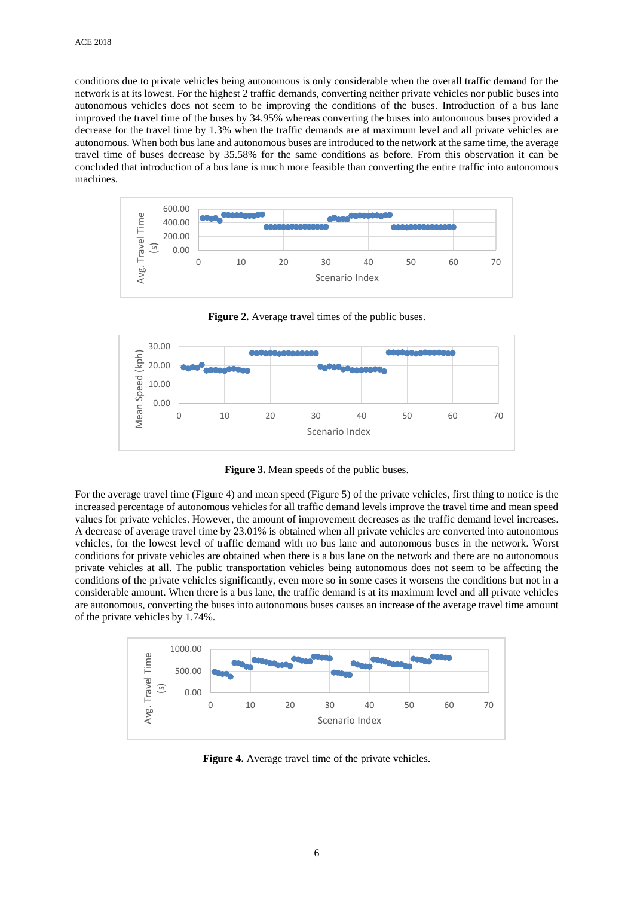conditions due to private vehicles being autonomous is only considerable when the overall traffic demand for the network is at its lowest. For the highest 2 traffic demands, converting neither private vehicles nor public buses into autonomous vehicles does not seem to be improving the conditions of the buses. Introduction of a bus lane improved the travel time of the buses by 34.95% whereas converting the buses into autonomous buses provided a decrease for the travel time by 1.3% when the traffic demands are at maximum level and all private vehicles are autonomous. When both bus lane and autonomous buses are introduced to the network at the same time, the average travel time of buses decrease by 35.58% for the same conditions as before. From this observation it can be concluded that introduction of a bus lane is much more feasible than converting the entire traffic into autonomous machines.

**Figure 2.** Average travel times of the public buses.

**Figure 3.** Mean speeds of the public buses.

For the average travel time (Figure 4) and mean speed (Figure 5) of the private vehicles, first thing to notice is the increased percentage of autonomous vehicles for all traffic demand levels improve the travel time and mean speed values for private vehicles. However, the amount of improvement decreases as the traffic demand level increases. A decrease of average travel time by 23.01% is obtained when all private vehicles are converted into autonomous vehicles, for the lowest level of traffic demand with no bus lane and autonomous buses in the network. Worst conditions for private vehicles are obtained when there is a bus lane on the network and there are no autonomous private vehicles at all. The public transportation vehicles being autonomous does not seem to be affecting the conditions of the private vehicles significantly, even more so in some cases it worsens the conditions but not in a considerable amount. When there is a bus lane, the traffic demand is at its maximum level and all private vehicles are autonomous, converting the buses into autonomous buses causes an increase of the average travel time amount of the private vehicles by 1.74%.

**Figure 4.** Average travel time of the private vehicles.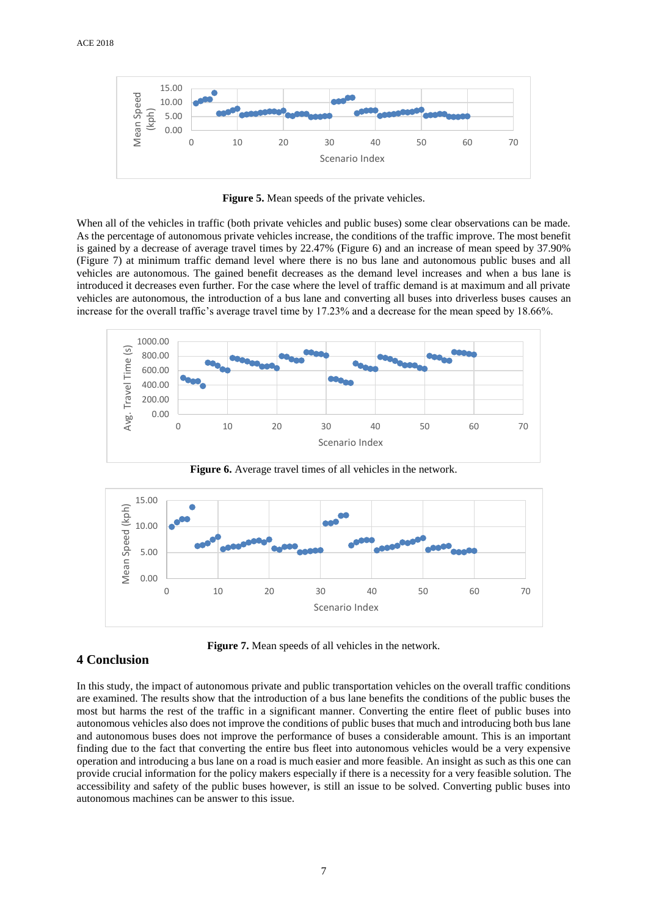Figure 5. Mean speeds of the private vehicles.

When all of the vehicles in traffic (both private vehicles and public buses) some clear observations can be made. As the percentage of autonomous private vehicles increase, the conditions of the traffic improve. The most benefit is gained by a decrease of average travel times by 22.47% (Figure 6) and an increase of mean speed by 37.90% (Figure 7) at minimum traffic demand level where there is no bus lane and autonomous public buses and all vehicles are autonomous. The gained benefit decreases as the demand level increases and when a bus lane is introduced it decreases even further. For the case where the level of traffic demand is at maximum and all private vehicles are autonomous, the introduction of a bus lane and converting all buses into driverless buses causes an increase for the overall traffic's average travel time by 17.23% and a decrease for the mean speed by 18.66%.

**Figure 6.** Average travel times of all vehicles in the network.

**Figure 7.** Mean speeds of all vehicles in the network.

## 4 Conclusion

In this study, the impact of autonomous private and public transportation vehicles on the overall traffic conditions are examined. The results show that the introduction of a bus lane benefits the conditions of the public buses the most but harms the rest of the traffic in a significant manner. Converting the entire fleet of public buses into autonomous vehicles also does not improve the conditions of public buses that much and introducing both bus lane and autonomous buses does not improve the performance of buses a considerable amount. This is an important finding due to the fact that converting the entire bus fleet into autonomous vehicles would be a very expensive operation and introducing a bus lane on a road is much easier and more feasible. An insight as such as this one can provide crucial information for the policy makers especially if there is a necessity for a very feasible solution. The accessibility and safety of the public buses however, is still an issue to be solved. Converting public buses into autonomous machines can be answer to this issue.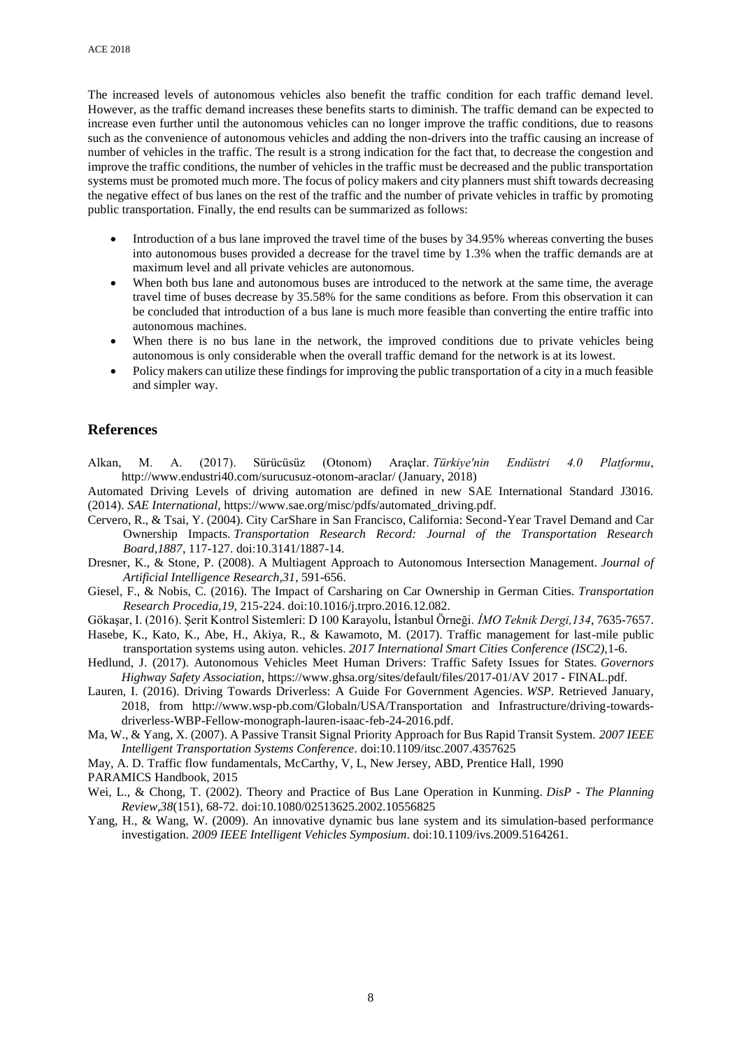The increased levels of autonomous vehicles also benefit the traffic condition for each traffic demand level. However, as the traffic demand increases these benefits starts to diminish. The traffic demand can be expected to increase even further until the autonomous vehicles can no longer improve the traffic conditions, due to reasons such as the convenience of autonomous vehicles and adding the non-drivers into the traffic causing an increase of number of vehicles in the traffic. The result is a strong indication for the fact that, to decrease the congestion and improve the traffic conditions, the number of vehicles in the traffic must be decreased and the public transportation systems must be promoted much more. The focus of policy makers and city planners must shift towards decreasing the negative effect of bus lanes on the rest of the traffic and the number of private vehicles in traffic by promoting public transportation. Finally, the end results can be summarized as follows:

- Introduction of a bus lane improved the travel time of the buses by 34.95% whereas converting the buses into autonomous buses provided a decrease for the travel time by 1.3% when the traffic demands are at maximum level and all private vehicles are autonomous.
- When both bus lane and autonomous buses are introduced to the network at the same time, the average travel time of buses decrease by 35.58% for the same conditions as before. From this observation it can be concluded that introduction of a bus lane is much more feasible than converting the entire traffic into autonomous machines.
- When there is no bus lane in the network, the improved conditions due to private vehicles being autonomous is only considerable when the overall traffic demand for the network is at its lowest.
- Policy makers can utilize these findings for improving the public transportation of a city in a much feasible and simpler way.

## References

Alkan, M. A. (2017). Sürücüsüz (Otonom) Araçlar. *Türkiye'nin Endüstri 4.0 Platformu*, http://www.endustri40.com/surucusuz-otonom-araclar/ (January, 2018)

Automated Driving Levels of driving automation are defined in new SAE International Standard J3016. (2014). *SAE International*, https://www.sae.org/misc/pdfs/automated_driving.pdf.

Cervero, R., & Tsai, Y. (2004). City CarShare in San Francisco, California: Second-Year Travel Demand and Car Ownership Impacts. *Transportation Research Record: Journal of the Transportation Research Board,1887*, 117-127. doi:10.3141/1887-14.

Dresner, K., & Stone, P. (2008). A Multiagent Approach to Autonomous Intersection Management. *Journal of Artificial Intelligence Research,31*, 591-656.

Giesel, F., & Nobis, C. (2016). The Impact of Carsharing on Car Ownership in German Cities. *Transportation Research Procedia,19*, 215-224. doi:10.1016/j.trpro.2016.12.082.

Gökaşar, I. (2016). Şerit Kontrol Sistemleri: D 100 Karayolu, İstanbul Örneği. *İMO Teknik Dergi,134*, 7635-7657.

Hasebe, K., Kato, K., Abe, H., Akiya, R., & Kawamoto, M. (2017). Traffic management for last-mile public transportation systems using auton. vehicles. *2017 International Smart Cities Conference (ISC2)*,1-6.

Hedlund, J. (2017). Autonomous Vehicles Meet Human Drivers: Traffic Safety Issues for States. *Governors Highway Safety Association*, https://www.ghsa.org/sites/default/files/2017-01/AV 2017 - FINAL.pdf.

Lauren, I. (2016). Driving Towards Driverless: A Guide For Government Agencies. *WSP*. Retrieved January, 2018, from http://www.wsp-pb.com/Globaln/USA/Transportation and Infrastructure/driving-towards-driverless-WBP-Fellow-monograph-lauren-isaac-feb-24-2016.pdf.

Ma, W., & Yang, X. (2007). A Passive Transit Signal Priority Approach for Bus Rapid Transit System. *2007 IEEE Intelligent Transportation Systems Conference*. doi:10.1109/itsc.2007.4357625

May, A. D. Traffic flow fundamentals, McCarthy, V, L, New Jersey, ABD, Prentice Hall, 1990

PARAMICS Handbook, 2015

Wei, L., & Chong, T. (2002). Theory and Practice of Bus Lane Operation in Kunming. *DisP - The Planning Review,38*(151), 68-72. doi:10.1080/02513625.2002.10556825

Yang, H., & Wang, W. (2009). An innovative dynamic bus lane system and its simulation-based performance investigation. *2009 IEEE Intelligent Vehicles Symposium*. doi:10.1109/ivs.2009.5164261.